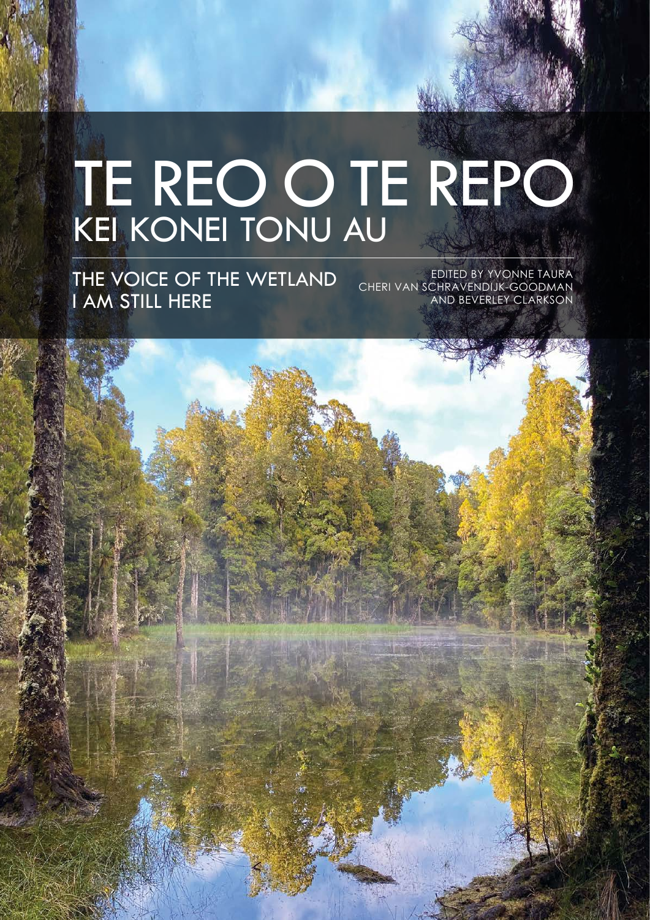# TE REO O TE REPO

## KEI KONEI TONU AU

THE VOICE OF THE WETLAND
I AM STILL HERE

EDITED BY YVONNE TAURA
CHERI VAN SCHRAVENDIJK-GOODMAN
AND BEVERLEY CLARKSON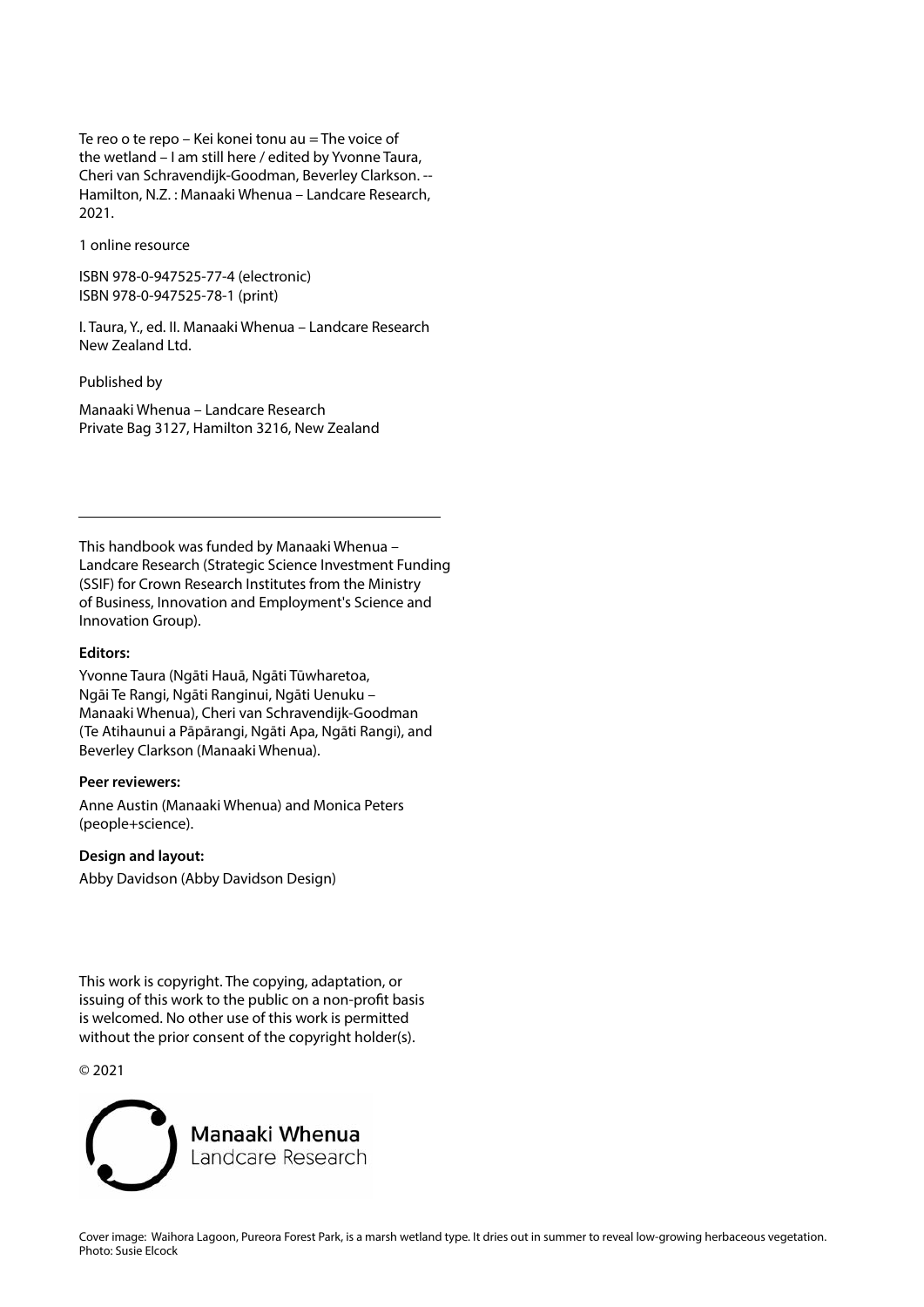Te reo o te repo – Kei konei tonu au = The voice of the wetland – I am still here / edited by Yvonne Taura, Cheri van Schravendijk-Goodman, Beverley Clarkson. -- Hamilton, N.Z. : Manaaki Whenua – Landcare Research, 2021.

1 online resource

ISBN 978-0-947525-77-4 (electronic)
ISBN 978-0-947525-78-1 (print)

I. Taura, Y., ed. II. Manaaki Whenua – Landcare Research New Zealand Ltd.

Published by

Manaaki Whenua – Landcare Research
Private Bag 3127, Hamilton 3216, New Zealand

---

This handbook was funded by Manaaki Whenua – Landcare Research (Strategic Science Investment Funding (SSIF) for Crown Research Institutes from the Ministry of Business, Innovation and Employment's Science and Innovation Group).

**Editors:**

Yvonne Taura (Ngāti Hauā, Ngāti Tūwharetoa, Ngāi Te Rangi, Ngāti Ranginui, Ngāti Uenuku – Manaaki Whenua), Cheri van Schravendijk-Goodman (Te Atihaunui a Pāpārangi, Ngāti Apa, Ngāti Rangi), and Beverley Clarkson (Manaaki Whenua).

**Peer reviewers:**

Anne Austin (Manaaki Whenua) and Monica Peters (people+science).

**Design and layout:**

Abby Davidson (Abby Davidson Design)

This work is copyright. The copying, adaptation, or issuing of this work to the public on a non-profit basis is welcomed. No other use of this work is permitted without the prior consent of the copyright holder(s).

© 2021

Manaaki Whenua
Landcare Research

Cover image: Waihora Lagoon, Pureora Forest Park, is a marsh wetland type. It dries out in summer to reveal low-growing herbaceous vegetation. Photo: Susie Elcock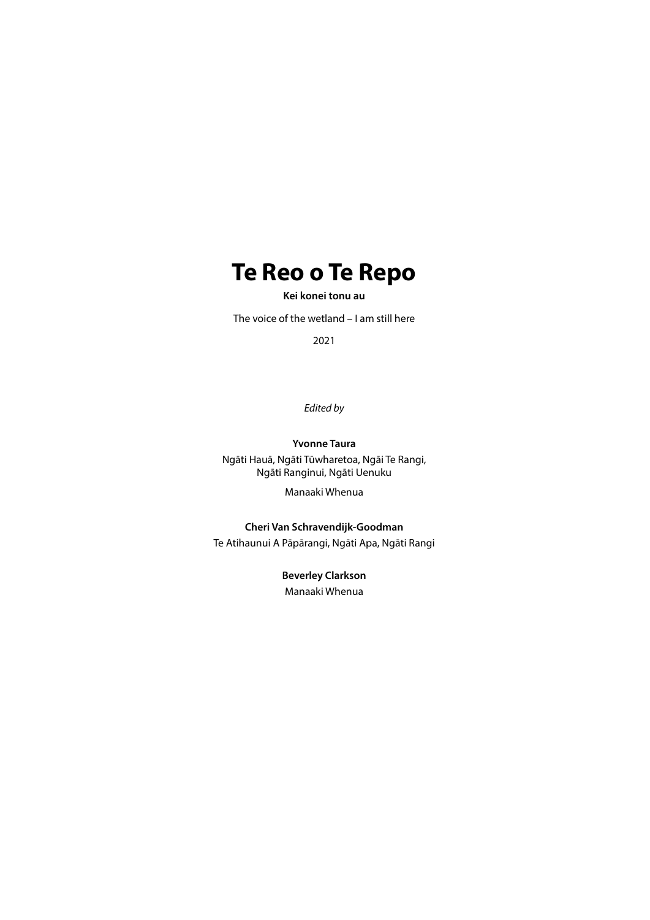# Te Reo o Te Repo

**Kei konei tonu au**

The voice of the wetland – I am still here

2021

*Edited by*

**Yvonne Taura**

Ngāti Hauā, Ngāti Tūwharetoa, Ngāi Te Rangi, Ngāti Ranginui, Ngāti Uenuku

Manaaki Whenua

**Cheri Van Schravendijk-Goodman**

Te Atihaunui A Pāpārangi, Ngāti Apa, Ngāti Rangi

**Beverley Clarkson**

Manaaki Whenua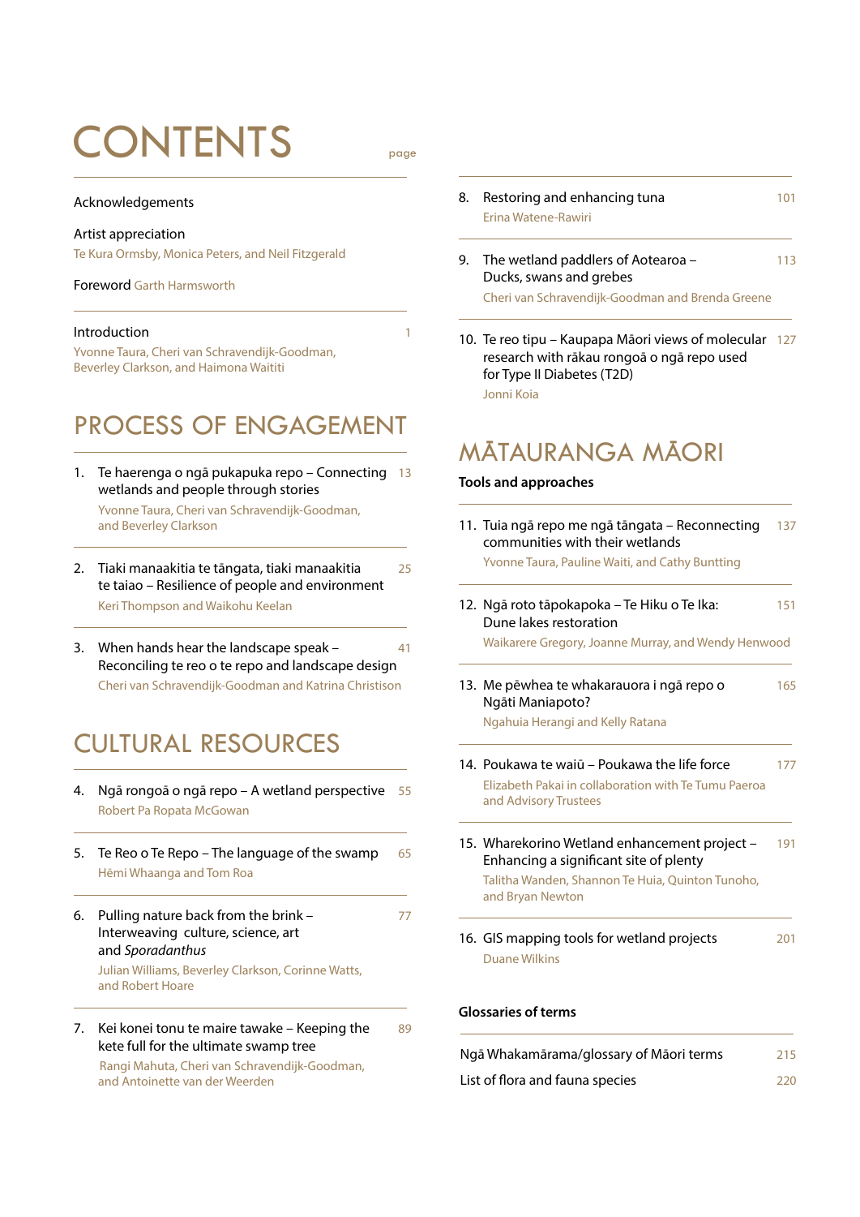# CONTENTS

page

Acknowledgements

Artist appreciation
Te Kura Ormsby, Monica Peters, and Neil Fitzgerald

Foreword Garth Harmsworth

Introduction — 1
Yvonne Taura, Cheri van Schravendijk-Goodman, Beverley Clarkson, and Haimona Waititi

## PROCESS OF ENGAGEMENT

1. Te haerenga o ngā pukapuka repo – Connecting wetlands and people through stories — 13
   Yvonne Taura, Cheri van Schravendijk-Goodman, and Beverley Clarkson

2. Tiaki manaakitia te tāngata, tiaki manaakitia te taiao – Resilience of people and environment — 25
   Keri Thompson and Waikohu Keelan

3. When hands hear the landscape speak – Reconciling te reo o te repo and landscape design — 41
   Cheri van Schravendijk-Goodman and Katrina Christison

## CULTURAL RESOURCES

4. Ngā rongoā o ngā repo – A wetland perspective — 55
   Robert Pa Ropata McGowan

5. Te Reo o Te Repo – The language of the swamp — 65
   Hēmi Whaanga and Tom Roa

6. Pulling nature back from the brink – Interweaving culture, science, art and *Sporadanthus* — 77
   Julian Williams, Beverley Clarkson, Corinne Watts, and Robert Hoare

7. Kei konei tonu te maire tawake – Keeping the kete full for the ultimate swamp tree — 89
   Rangi Mahuta, Cheri van Schravendijk-Goodman, and Antoinette van der Weerden

8. Restoring and enhancing tuna — 101
   Erina Watene-Rawiri

9. The wetland paddlers of Aotearoa – Ducks, swans and grebes — 113
   Cheri van Schravendijk-Goodman and Brenda Greene

10. Te reo tipu – Kaupapa Māori views of molecular research with rākau rongoā o ngā repo used for Type II Diabetes (T2D) — 127
    Jonni Koia

## MĀTAURANGA MĀORI

**Tools and approaches**

11. Tuia ngā repo me ngā tāngata – Reconnecting communities with their wetlands — 137
    Yvonne Taura, Pauline Waiti, and Cathy Buntting

12. Ngā roto tāpokapoka – Te Hiku o Te Ika: Dune lakes restoration — 151
    Waikarere Gregory, Joanne Murray, and Wendy Henwood

13. Me pēwhea te whakarauora i ngā repo o Ngāti Maniapoto? — 165
    Ngahuia Herangi and Kelly Ratana

14. Poukawa te waiū – Poukawa the life force — 177
    Elizabeth Pakai in collaboration with Te Tumu Paeroa and Advisory Trustees

15. Wharekorino Wetland enhancement project – Enhancing a significant site of plenty — 191
    Talitha Wanden, Shannon Te Huia, Quinton Tunoho, and Bryan Newton

16. GIS mapping tools for wetland projects — 201
    Duane Wilkins

**Glossaries of terms**

Ngā Whakamārama/glossary of Māori terms — 215

List of flora and fauna species — 220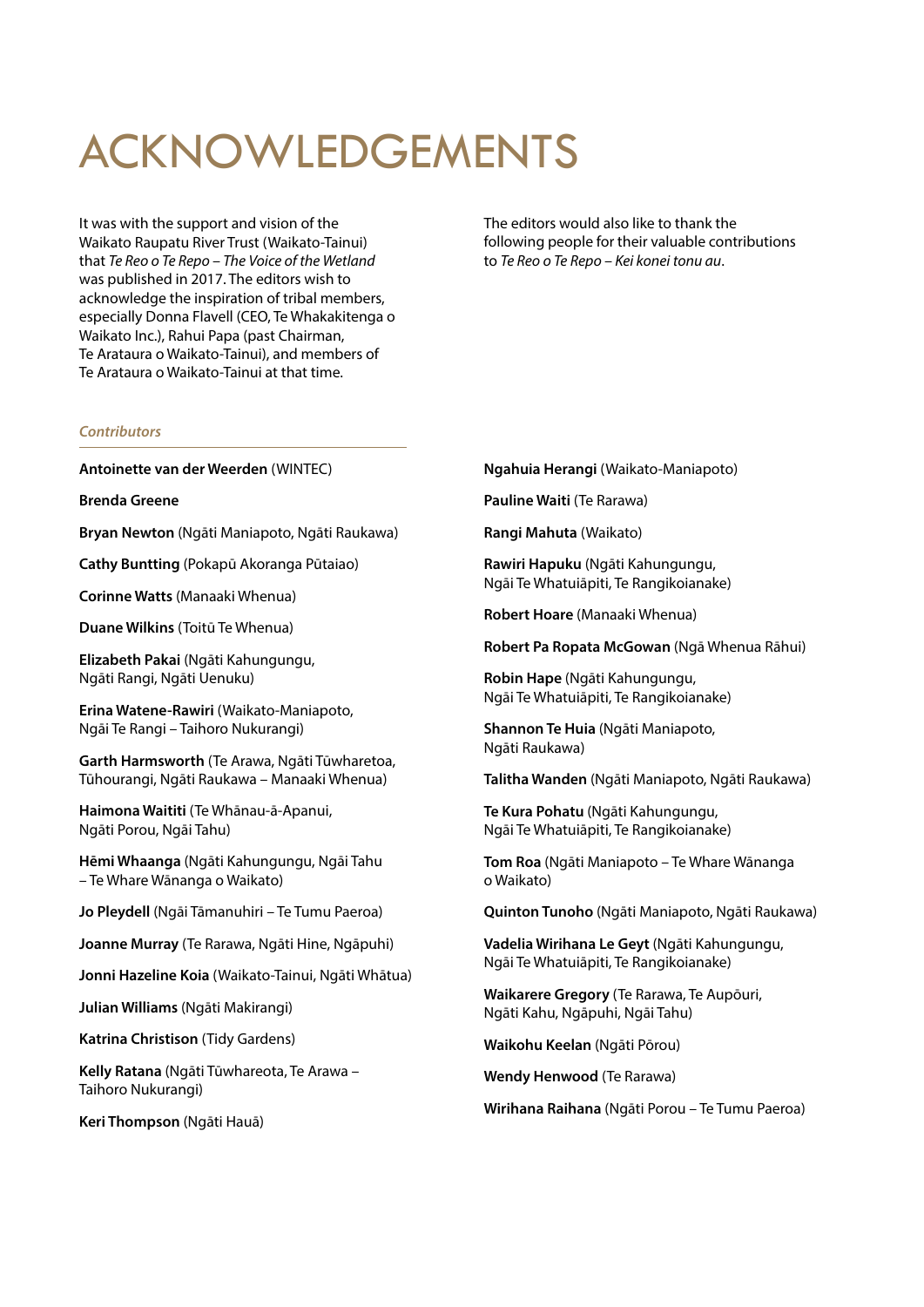# ACKNOWLEDGEMENTS

It was with the support and vision of the Waikato Raupatu River Trust (Waikato-Tainui) that *Te Reo o Te Repo – The Voice of the Wetland* was published in 2017. The editors wish to acknowledge the inspiration of tribal members, especially Donna Flavell (CEO, Te Whakakitenga o Waikato Inc.), Rahui Papa (past Chairman, Te Arataura o Waikato-Tainui), and members of Te Arataura o Waikato-Tainui at that time.

The editors would also like to thank the following people for their valuable contributions to *Te Reo o Te Repo – Kei konei tonu au*.

### *Contributors*

**Antoinette van der Weerden** (WINTEC)

**Brenda Greene**

**Bryan Newton** (Ngāti Maniapoto, Ngāti Raukawa)

**Cathy Buntting** (Pokapū Akoranga Pūtaiao)

**Corinne Watts** (Manaaki Whenua)

**Duane Wilkins** (Toitū Te Whenua)

**Elizabeth Pakai** (Ngāti Kahungungu, Ngāti Rangi, Ngāti Uenuku)

**Erina Watene-Rawiri** (Waikato-Maniapoto, Ngāi Te Rangi – Taihoro Nukurangi)

**Garth Harmsworth** (Te Arawa, Ngāti Tūwharetoa, Tūhourangi, Ngāti Raukawa – Manaaki Whenua)

**Haimona Waititi** (Te Whānau-ā-Apanui, Ngāti Porou, Ngāi Tahu)

**Hēmi Whaanga** (Ngāti Kahungungu, Ngāi Tahu – Te Whare Wānanga o Waikato)

**Jo Pleydell** (Ngāi Tāmanuhiri – Te Tumu Paeroa)

**Joanne Murray** (Te Rarawa, Ngāti Hine, Ngāpuhi)

**Jonni Hazeline Koia** (Waikato-Tainui, Ngāti Whātua)

**Julian Williams** (Ngāti Makirangi)

**Katrina Christison** (Tidy Gardens)

**Kelly Ratana** (Ngāti Tūwhareota, Te Arawa – Taihoro Nukurangi)

**Keri Thompson** (Ngāti Hauā)

**Ngahuia Herangi** (Waikato-Maniapoto)

**Pauline Waiti** (Te Rarawa)

**Rangi Mahuta** (Waikato)

**Rawiri Hapuku** (Ngāti Kahungungu, Ngāi Te Whatuiāpiti, Te Rangikoianake)

**Robert Hoare** (Manaaki Whenua)

**Robert Pa Ropata McGowan** (Ngā Whenua Rāhui)

**Robin Hape** (Ngāti Kahungungu, Ngāi Te Whatuiāpiti, Te Rangikoianake)

**Shannon Te Huia** (Ngāti Maniapoto, Ngāti Raukawa)

**Talitha Wanden** (Ngāti Maniapoto, Ngāti Raukawa)

**Te Kura Pohatu** (Ngāti Kahungungu, Ngāi Te Whatuiāpiti, Te Rangikoianake)

**Tom Roa** (Ngāti Maniapoto – Te Whare Wānanga o Waikato)

**Quinton Tunoho** (Ngāti Maniapoto, Ngāti Raukawa)

**Vadelia Wirihana Le Geyt** (Ngāti Kahungungu, Ngāi Te Whatuiāpiti, Te Rangikoianake)

**Waikarere Gregory** (Te Rarawa, Te Aupōuri, Ngāti Kahu, Ngāpuhi, Ngāi Tahu)

**Waikohu Keelan** (Ngāti Pōrou)

**Wendy Henwood** (Te Rarawa)

**Wirihana Raihana** (Ngāti Porou – Te Tumu Paeroa)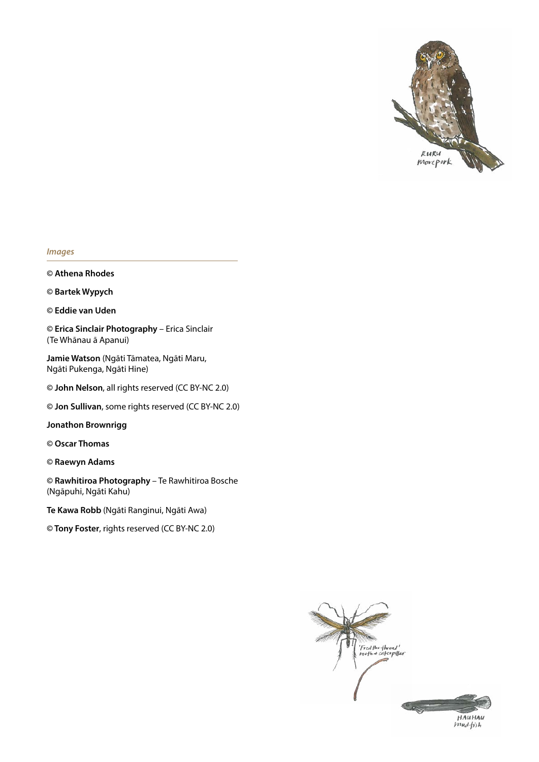*Images*

© **Athena Rhodes**

© **Bartek Wypych**

© **Eddie van Uden**

© **Erica Sinclair Photography** – Erica Sinclair (Te Whānau ā Apanui)

**Jamie Watson** (Ngāti Tāmatea, Ngāti Maru, Ngāti Pukenga, Ngāti Hine)

© **John Nelson**, all rights reserved (CC BY-NC 2.0)

© **Jon Sullivan**, some rights reserved (CC BY-NC 2.0)

**Jonathon Brownrigg**

© **Oscar Thomas**

© **Raewyn Adams**

© **Rawhitiroa Photography** – Te Rawhitiroa Bosche (Ngāpuhi, Ngāti Kahu)

**Te Kawa Robb** (Ngāti Ranginui, Ngāti Awa)

© **Tony Foster**, rights reserved (CC BY-NC 2.0)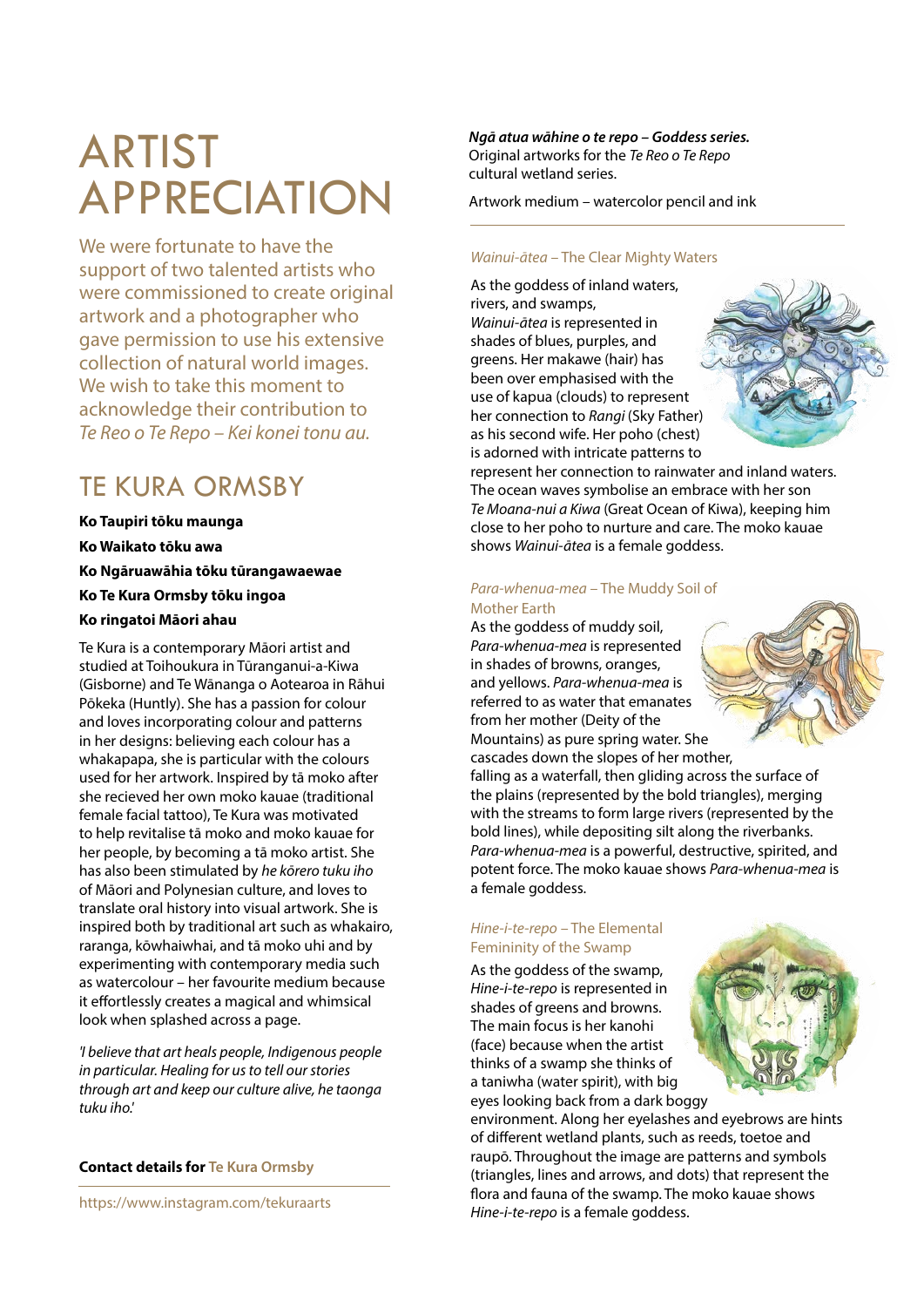# ARTIST APPRECIATION

We were fortunate to have the support of two talented artists who were commissioned to create original artwork and a photographer who gave permission to use his extensive collection of natural world images. We wish to take this moment to acknowledge their contribution to *Te Reo o Te Repo – Kei konei tonu au.*

## TE KURA ORMSBY

**Ko Taupiri tōku maunga**

**Ko Waikato tōku awa**

**Ko Ngāruawāhia tōku tūrangawaewae**

**Ko Te Kura Ormsby tōku ingoa**

**Ko ringatoi Māori ahau**

Te Kura is a contemporary Māori artist and studied at Toihoukura in Tūranganui-a-Kiwa (Gisborne) and Te Wānanga o Aotearoa in Rāhui Pōkeka (Huntly). She has a passion for colour and loves incorporating colour and patterns in her designs: believing each colour has a whakapapa, she is particular with the colours used for her artwork. Inspired by tā moko after she recieved her own moko kauae (traditional female facial tattoo), Te Kura was motivated to help revitalise tā moko and moko kauae for her people, by becoming a tā moko artist. She has also been stimulated by *he kōrero tuku iho* of Māori and Polynesian culture, and loves to translate oral history into visual artwork. She is inspired both by traditional art such as whakairo, raranga, kōwhaiwhai, and tā moko uhi and by experimenting with contemporary media such as watercolour – her favourite medium because it effortlessly creates a magical and whimsical look when splashed across a page.

*'I believe that art heals people, Indigenous people in particular. Healing for us to tell our stories through art and keep our culture alive, he taonga tuku iho.'*

**Contact details for** Te Kura Ormsby

https://www.instagram.com/tekuraarts

***Ngā atua wāhine o te repo – Goddess series.***
Original artworks for the *Te Reo o Te Repo* cultural wetland series.

Artwork medium – watercolor pencil and ink

### *Wainui-ātea* – The Clear Mighty Waters

As the goddess of inland waters, rivers, and swamps, *Wainui-ātea* is represented in shades of blues, purples, and greens. Her makawe (hair) has been over emphasised with the use of kapua (clouds) to represent her connection to *Rangi* (Sky Father) as his second wife. Her poho (chest) is adorned with intricate patterns to represent her connection to rainwater and inland waters. The ocean waves symbolise an embrace with her son *Te Moana-nui a Kiwa* (Great Ocean of Kiwa), keeping him close to her poho to nurture and care. The moko kauae shows *Wainui-ātea* is a female goddess.

### *Para-whenua-mea* – The Muddy Soil of Mother Earth

As the goddess of muddy soil, *Para-whenua-mea* is represented in shades of browns, oranges, and yellows. *Para-whenua-mea* is referred to as water that emanates from her mother (Deity of the Mountains) as pure spring water. She cascades down the slopes of her mother, falling as a waterfall, then gliding across the surface of the plains (represented by the bold triangles), merging with the streams to form large rivers (represented by the bold lines), while depositing silt along the riverbanks. *Para-whenua-mea* is a powerful, destructive, spirited, and potent force. The moko kauae shows *Para-whenua-mea* is a female goddess.

### *Hine-i-te-repo* – The Elemental Femininity of the Swamp

As the goddess of the swamp, *Hine-i-te-repo* is represented in shades of greens and browns. The main focus is her kanohi (face) because when the artist thinks of a swamp she thinks of a taniwha (water spirit), with big eyes looking back from a dark boggy environment. Along her eyelashes and eyebrows are hints of different wetland plants, such as reeds, toetoe and raupō. Throughout the image are patterns and symbols (triangles, lines and arrows, and dots) that represent the flora and fauna of the swamp. The moko kauae shows *Hine-i-te-repo* is a female goddess.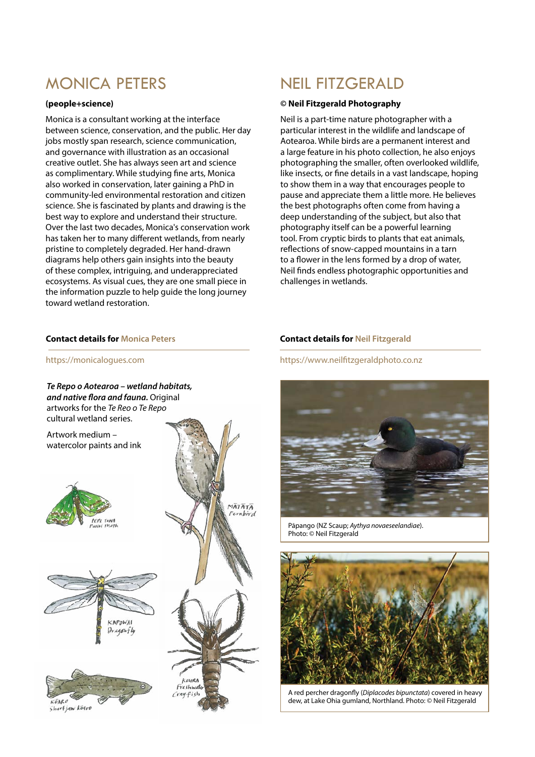## MONICA PETERS

**(people+science)**

Monica is a consultant working at the interface between science, conservation, and the public. Her day jobs mostly span research, science communication, and governance with illustration as an occasional creative outlet. She has always seen art and science as complimentary. While studying fine arts, Monica also worked in conservation, later gaining a PhD in community-led environmental restoration and citizen science. She is fascinated by plants and drawing is the best way to explore and understand their structure. Over the last two decades, Monica's conservation work has taken her to many different wetlands, from nearly pristine to completely degraded. Her hand-drawn diagrams help others gain insights into the beauty of these complex, intriguing, and underappreciated ecosystems. As visual cues, they are one small piece in the information puzzle to help guide the long journey toward wetland restoration.

**Contact details for Monica Peters**

https://monicalogues.com

***Te Repo o Aotearoa – wetland habitats, and native flora and fauna.*** Original artworks for the *Te Reo o Te Repo* cultural wetland series.

Artwork medium – watercolor paints and ink

## NEIL FITZGERALD

**© Neil Fitzgerald Photography**

Neil is a part-time nature photographer with a particular interest in the wildlife and landscape of Aotearoa. While birds are a permanent interest and a large feature in his photo collection, he also enjoys photographing the smaller, often overlooked wildlife, like insects, or fine details in a vast landscape, hoping to show them in a way that encourages people to pause and appreciate them a little more. He believes the best photographs often come from having a deep understanding of the subject, but also that photography itself can be a powerful learning tool. From cryptic birds to plants that eat animals, reflections of snow-capped mountains in a tarn to a flower in the lens formed by a drop of water, Neil finds endless photographic opportunities and challenges in wetlands.

**Contact details for Neil Fitzgerald**

https://www.neilfitzgeraldphoto.co.nz

Pāpango (NZ Scaup; *Aythya novaeseelandiae*). Photo: © Neil Fitzgerald

A red percher dragonfly (*Diplacodes bipunctata*) covered in heavy dew, at Lake Ohia gumland, Northland. Photo: © Neil Fitzgerald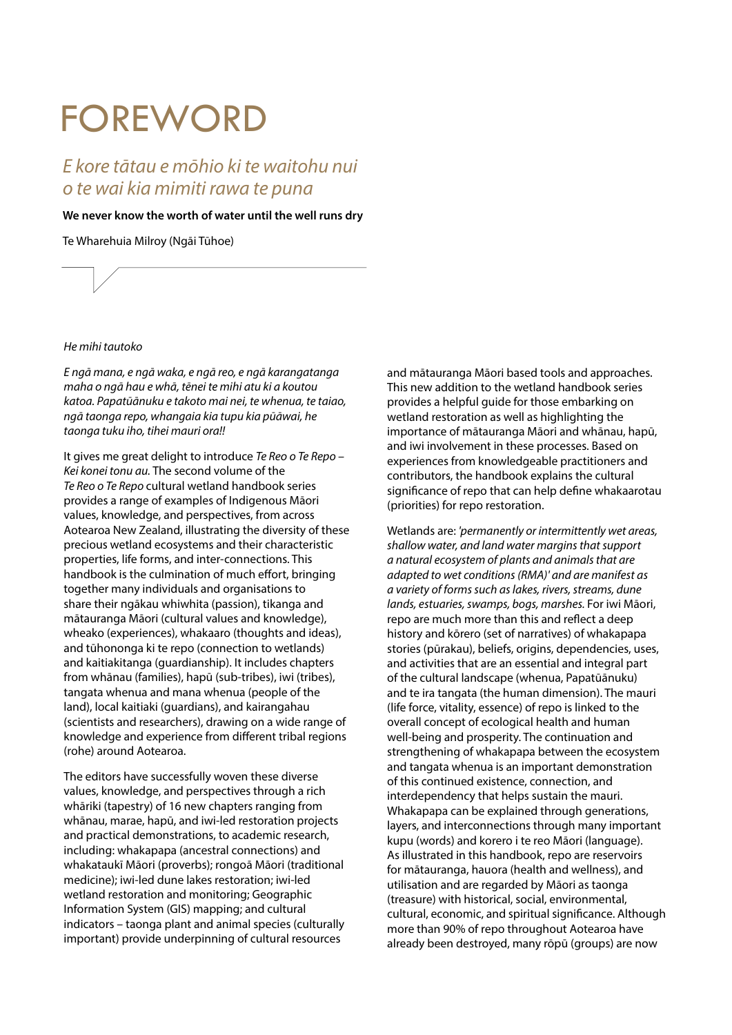# FOREWORD

## *E kore tātau e mōhio ki te waitohu nui o te wai kia mimiti rawa te puna*

**We never know the worth of water until the well runs dry**

Te Wharehuia Milroy (Ngāi Tūhoe)

*He mihi tautoko*

*E ngā mana, e ngā waka, e ngā reo, e ngā karangatanga maha o ngā hau e whā, tēnei te mihi atu ki a koutou katoa. Papatūānuku e takoto mai nei, te whenua, te taiao, ngā taonga repo, whangaia kia tupu kia pūāwai, he taonga tuku iho, tihei mauri ora!!*

It gives me great delight to introduce *Te Reo o Te Repo – Kei konei tonu au.* The second volume of the *Te Reo o Te Repo* cultural wetland handbook series provides a range of examples of Indigenous Māori values, knowledge, and perspectives, from across Aotearoa New Zealand, illustrating the diversity of these precious wetland ecosystems and their characteristic properties, life forms, and inter-connections. This handbook is the culmination of much effort, bringing together many individuals and organisations to share their ngākau whiwhita (passion), tikanga and mātauranga Māori (cultural values and knowledge), wheako (experiences), whakaaro (thoughts and ideas), and tūhononga ki te repo (connection to wetlands) and kaitiakitanga (guardianship). It includes chapters from whānau (families), hapū (sub-tribes), iwi (tribes), tangata whenua and mana whenua (people of the land), local kaitiaki (guardians), and kairangahau (scientists and researchers), drawing on a wide range of knowledge and experience from different tribal regions (rohe) around Aotearoa.

The editors have successfully woven these diverse values, knowledge, and perspectives through a rich whāriki (tapestry) of 16 new chapters ranging from whānau, marae, hapū, and iwi-led restoration projects and practical demonstrations, to academic research, including: whakapapa (ancestral connections) and whakataukī Māori (proverbs); rongoā Māori (traditional medicine); iwi-led dune lakes restoration; iwi-led wetland restoration and monitoring; Geographic Information System (GIS) mapping; and cultural indicators – taonga plant and animal species (culturally important) provide underpinning of cultural resources and mātauranga Māori based tools and approaches. This new addition to the wetland handbook series provides a helpful guide for those embarking on wetland restoration as well as highlighting the importance of mātauranga Māori and whānau, hapū, and iwi involvement in these processes. Based on experiences from knowledgeable practitioners and contributors, the handbook explains the cultural significance of repo that can help define whakaarotau (priorities) for repo restoration.

Wetlands are: *'permanently or intermittently wet areas, shallow water, and land water margins that support a natural ecosystem of plants and animals that are adapted to wet conditions (RMA)' and are manifest as a variety of forms such as lakes, rivers, streams, dune lands, estuaries, swamps, bogs, marshes.* For iwi Māori, repo are much more than this and reflect a deep history and kōrero (set of narratives) of whakapapa stories (pūrakau), beliefs, origins, dependencies, uses, and activities that are an essential and integral part of the cultural landscape (whenua, Papatūānuku) and te ira tangata (the human dimension). The mauri (life force, vitality, essence) of repo is linked to the overall concept of ecological health and human well-being and prosperity. The continuation and strengthening of whakapapa between the ecosystem and tangata whenua is an important demonstration of this continued existence, connection, and interdependency that helps sustain the mauri. Whakapapa can be explained through generations, layers, and interconnections through many important kupu (words) and korero i te reo Māori (language). As illustrated in this handbook, repo are reservoirs for mātauranga, hauora (health and wellness), and utilisation and are regarded by Māori as taonga (treasure) with historical, social, environmental, cultural, economic, and spiritual significance. Although more than 90% of repo throughout Aotearoa have already been destroyed, many rōpū (groups) are now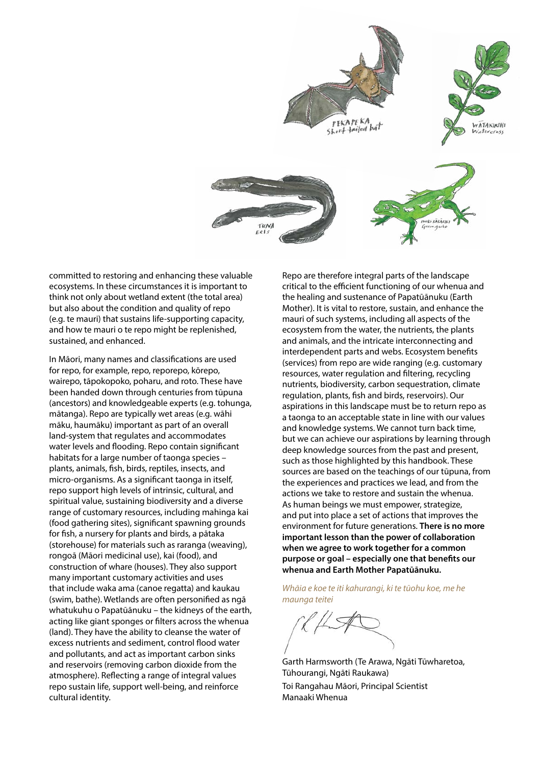committed to restoring and enhancing these valuable ecosystems. In these circumstances it is important to think not only about wetland extent (the total area) but also about the condition and quality of repo (e.g. te mauri) that sustains life-supporting capacity, and how te mauri o te repo might be replenished, sustained, and enhanced.

In Māori, many names and classifications are used for repo, for example, repo, reporepo, kōrepo, wairepo, tāpokopoko, poharu, and roto. These have been handed down through centuries from tūpuna (ancestors) and knowledgeable experts (e.g. tohunga, mātanga). Repo are typically wet areas (e.g. wāhi māku, haumāku) important as part of an overall land-system that regulates and accommodates water levels and flooding. Repo contain significant habitats for a large number of taonga species – plants, animals, fish, birds, reptiles, insects, and micro-organisms. As a significant taonga in itself, repo support high levels of intrinsic, cultural, and spiritual value, sustaining biodiversity and a diverse range of customary resources, including mahinga kai (food gathering sites), significant spawning grounds for fish, a nursery for plants and birds, a pātaka (storehouse) for materials such as raranga (weaving), rongoā (Māori medicinal use), kai (food), and construction of whare (houses). They also support many important customary activities and uses that include waka ama (canoe regatta) and kaukau (swim, bathe). Wetlands are often personified as ngā whatukuhu o Papatūānuku – the kidneys of the earth, acting like giant sponges or filters across the whenua (land). They have the ability to cleanse the water of excess nutrients and sediment, control flood water and pollutants, and act as important carbon sinks and reservoirs (removing carbon dioxide from the atmosphere). Reflecting a range of integral values repo sustain life, support well-being, and reinforce cultural identity.

Repo are therefore integral parts of the landscape critical to the efficient functioning of our whenua and the healing and sustenance of Papatūānuku (Earth Mother). It is vital to restore, sustain, and enhance the mauri of such systems, including all aspects of the ecosystem from the water, the nutrients, the plants and animals, and the intricate interconnecting and interdependent parts and webs. Ecosystem benefits (services) from repo are wide ranging (e.g. customary resources, water regulation and filtering, recycling nutrients, biodiversity, carbon sequestration, climate regulation, plants, fish and birds, reservoirs). Our aspirations in this landscape must be to return repo as a taonga to an acceptable state in line with our values and knowledge systems. We cannot turn back time, but we can achieve our aspirations by learning through deep knowledge sources from the past and present, such as those highlighted by this handbook. These sources are based on the teachings of our tūpuna, from the experiences and practices we lead, and from the actions we take to restore and sustain the whenua. As human beings we must empower, strategize, and put into place a set of actions that improves the environment for future generations. **There is no more important lesson than the power of collaboration when we agree to work together for a common purpose or goal – especially one that benefits our whenua and Earth Mother Papatūānuku.**

*Whāia e koe te iti kahurangi, ki te tūohu koe, me he maunga teitei*

Garth Harmsworth (Te Arawa, Ngāti Tūwharetoa, Tūhourangi, Ngāti Raukawa)
Toi Rangahau Māori, Principal Scientist
Manaaki Whenua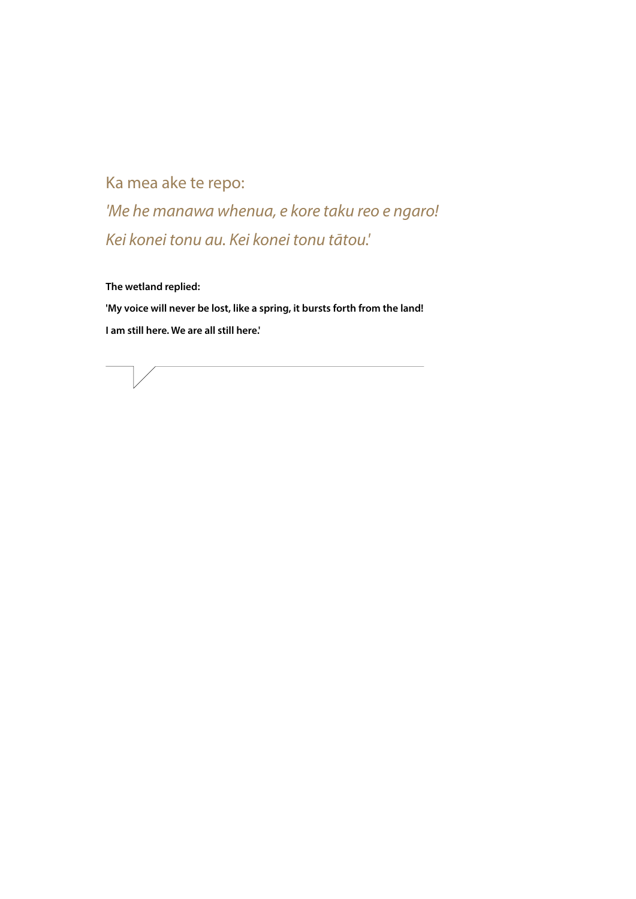Ka mea ake te repo:

*'Me he manawa whenua, e kore taku reo e ngaro!*

*Kei konei tonu au. Kei konei tonu tātou.'*

**The wetland replied:**

**'My voice will never be lost, like a spring, it bursts forth from the land!**

**I am still here. We are all still here.'**